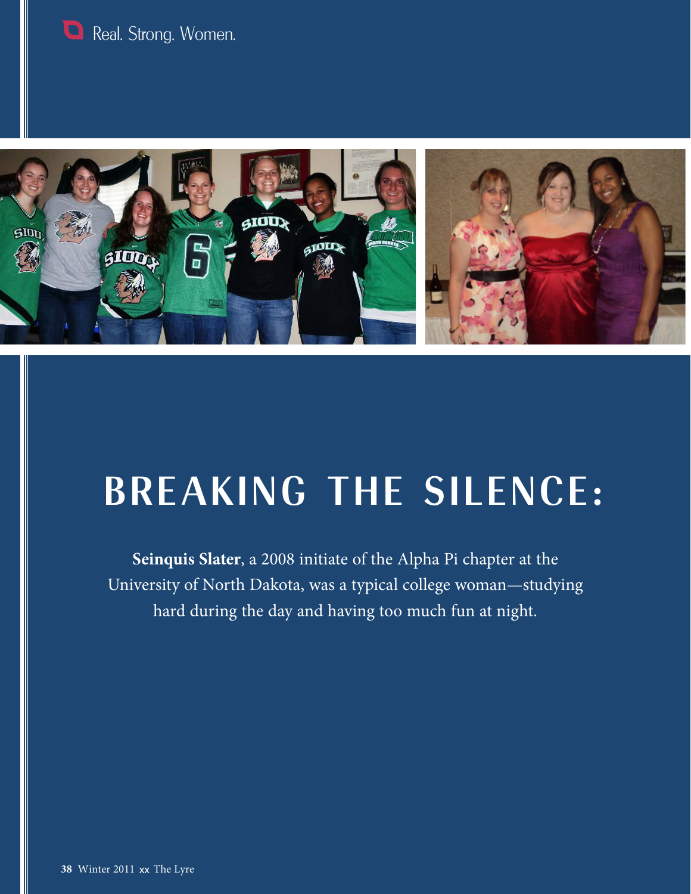Real. Strong. Women.

# BREAKING THE SILENCE:

**Seinquis Slater**, a 2008 initiate of the Alpha Pi chapter at the University of North Dakota, was a typical college woman—studying hard during the day and having too much fun at night.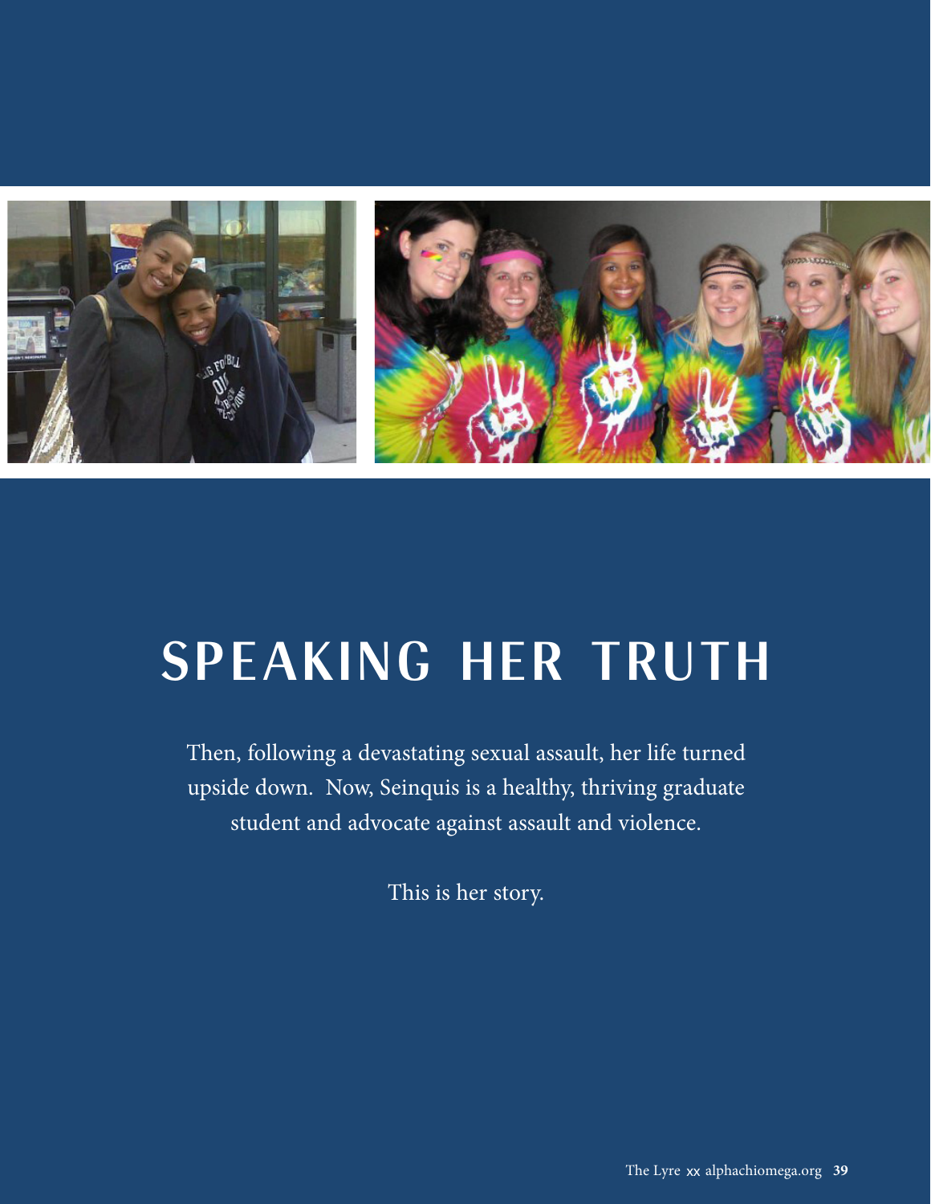# SPEAKING HER TRUTH

Then, following a devastating sexual assault, her life turned upside down. Now, Seinquis is a healthy, thriving graduate student and advocate against assault and violence.

This is her story.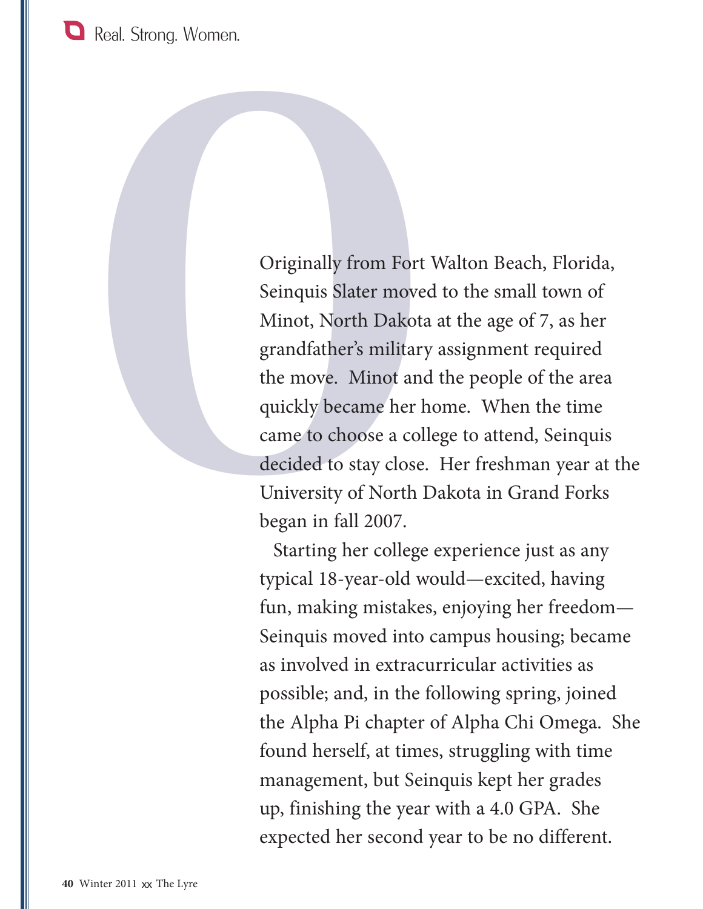Originally from Fort Walton Beach, Florida, Seinquis Slater moved to the small town of Minot, North Dakota at the age of 7, as her grandfather's military assignment required the move. Minot and the people of the area quickly became her home. When the time came to choose a college to attend, Seinquis decided to stay close. Her freshman year at the University of North Dakota in Grand Forks began in fall 2007.

Starting her college experience just as any typical 18-year-old would—excited, having fun, making mistakes, enjoying her freedom—Seinquis moved into campus housing; became as involved in extracurricular activities as possible; and, in the following spring, joined the Alpha Pi chapter of Alpha Chi Omega. She found herself, at times, struggling with time management, but Seinquis kept her grades up, finishing the year with a 4.0 GPA. She expected her second year to be no different.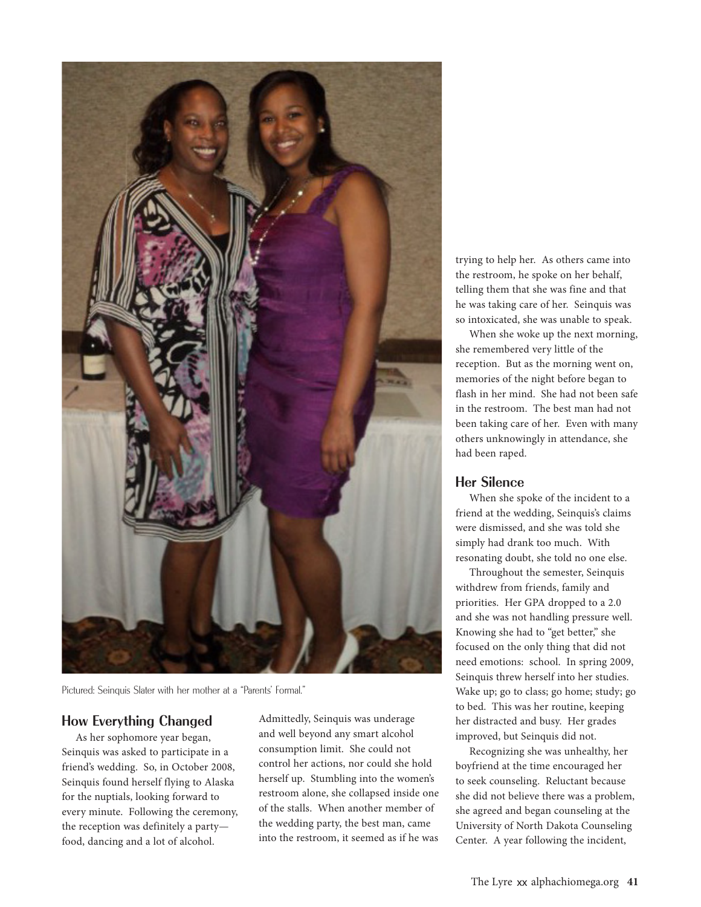Pictured: Seinquis Slater with her mother at a "Parents' Formal."

## How Everything Changed

As her sophomore year began, Seinquis was asked to participate in a friend's wedding. So, in October 2008, Seinquis found herself flying to Alaska for the nuptials, looking forward to every minute. Following the ceremony, the reception was definitely a party—food, dancing and a lot of alcohol.

Admittedly, Seinquis was underage and well beyond any smart alcohol consumption limit. She could not control her actions, nor could she hold herself up. Stumbling into the women's restroom alone, she collapsed inside one of the stalls. When another member of the wedding party, the best man, came into the restroom, it seemed as if he was trying to help her. As others came into the restroom, he spoke on her behalf, telling them that she was fine and that he was taking care of her. Seinquis was so intoxicated, she was unable to speak.

When she woke up the next morning, she remembered very little of the reception. But as the morning went on, memories of the night before began to flash in her mind. She had not been safe in the restroom. The best man had not been taking care of her. Even with many others unknowingly in attendance, she had been raped.

## Her Silence

When she spoke of the incident to a friend at the wedding, Seinquis's claims were dismissed, and she was told she simply had drank too much. With resonating doubt, she told no one else.

Throughout the semester, Seinquis withdrew from friends, family and priorities. Her GPA dropped to a 2.0 and she was not handling pressure well. Knowing she had to "get better," she focused on the only thing that did not need emotions: school. In spring 2009, Seinquis threw herself into her studies. Wake up; go to class; go home; study; go to bed. This was her routine, keeping her distracted and busy. Her grades improved, but Seinquis did not.

Recognizing she was unhealthy, her boyfriend at the time encouraged her to seek counseling. Reluctant because she did not believe there was a problem, she agreed and began counseling at the University of North Dakota Counseling Center. A year following the incident,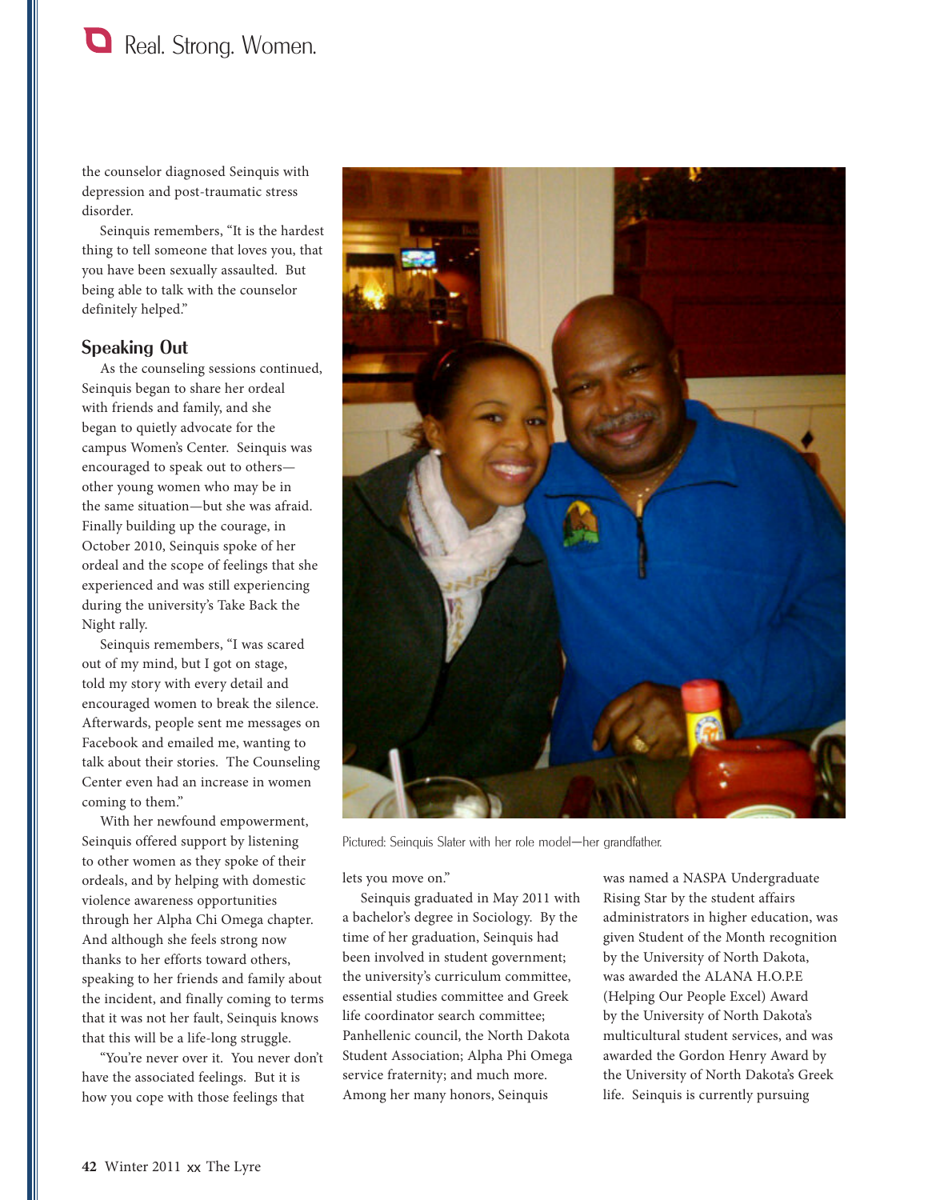the counselor diagnosed Seinquis with depression and post-traumatic stress disorder.

Seinquis remembers, "It is the hardest thing to tell someone that loves you, that you have been sexually assaulted. But being able to talk with the counselor definitely helped."

## Speaking Out

As the counseling sessions continued, Seinquis began to share her ordeal with friends and family, and she began to quietly advocate for the campus Women's Center. Seinquis was encouraged to speak out to others—other young women who may be in the same situation—but she was afraid. Finally building up the courage, in October 2010, Seinquis spoke of her ordeal and the scope of feelings that she experienced and was still experiencing during the university's Take Back the Night rally.

Seinquis remembers, "I was scared out of my mind, but I got on stage, told my story with every detail and encouraged women to break the silence. Afterwards, people sent me messages on Facebook and emailed me, wanting to talk about their stories. The Counseling Center even had an increase in women coming to them."

With her newfound empowerment, Seinquis offered support by listening to other women as they spoke of their ordeals, and by helping with domestic violence awareness opportunities through her Alpha Chi Omega chapter. And although she feels strong now thanks to her efforts toward others, speaking to her friends and family about the incident, and finally coming to terms that it was not her fault, Seinquis knows that this will be a life-long struggle.

"You're never over it. You never don't have the associated feelings. But it is how you cope with those feelings that lets you move on."

Pictured: Seinquis Slater with her role model—her grandfather.

Seinquis graduated in May 2011 with a bachelor's degree in Sociology. By the time of her graduation, Seinquis had been involved in student government; the university's curriculum committee, essential studies committee and Greek life coordinator search committee; Panhellenic council, the North Dakota Student Association; Alpha Phi Omega service fraternity; and much more. Among her many honors, Seinquis was named a NASPA Undergraduate Rising Star by the student affairs administrators in higher education, was given Student of the Month recognition by the University of North Dakota, was awarded the ALANA H.O.P.E (Helping Our People Excel) Award by the University of North Dakota's multicultural student services, and was awarded the Gordon Henry Award by the University of North Dakota's Greek life. Seinquis is currently pursuing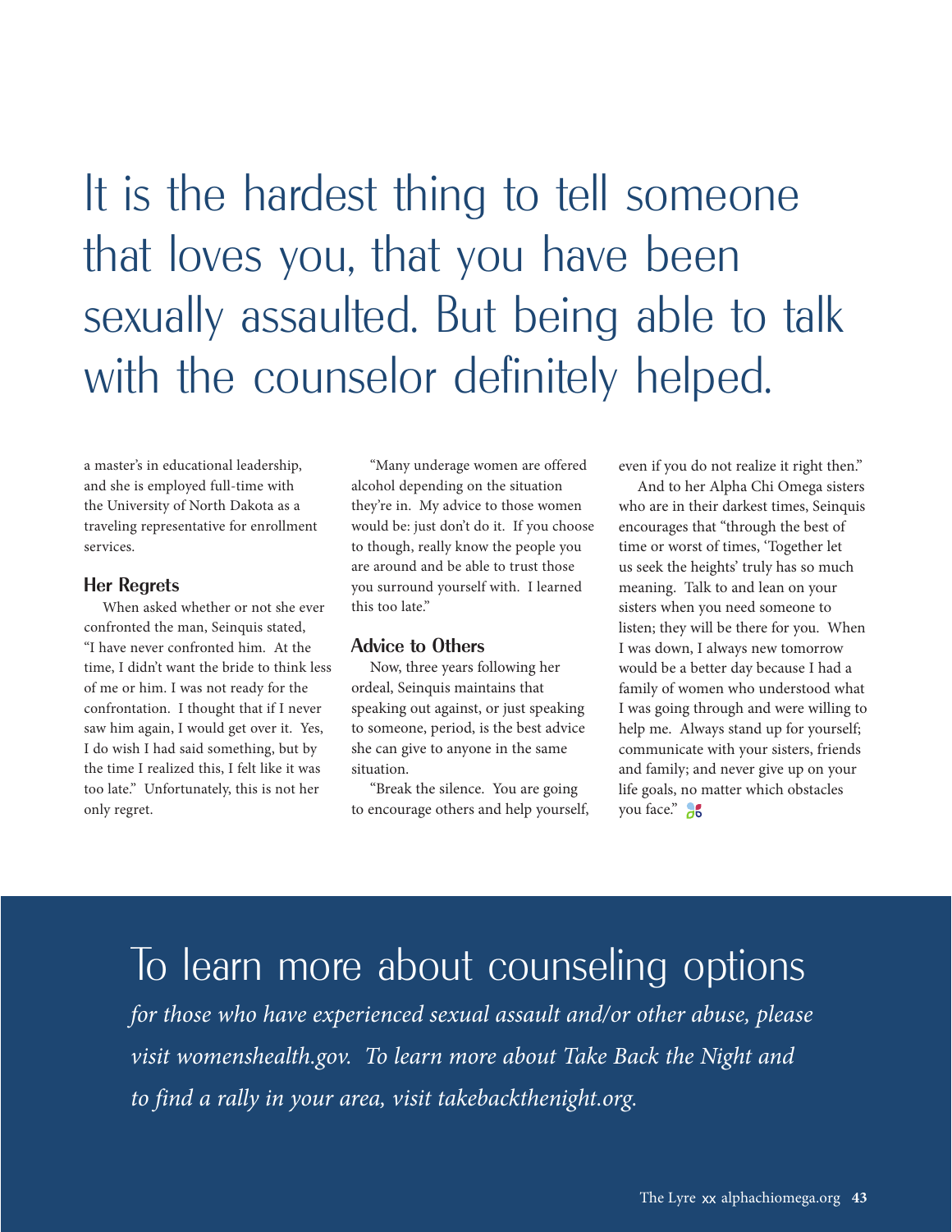# It is the hardest thing to tell someone that loves you, that you have been sexually assaulted. But being able to talk with the counselor definitely helped.

a master's in educational leadership, and she is employed full-time with the University of North Dakota as a traveling representative for enrollment services.

### Her Regrets

When asked whether or not she ever confronted the man, Seinquis stated, "I have never confronted him. At the time, I didn't want the bride to think less of me or him. I was not ready for the confrontation. I thought that if I never saw him again, I would get over it. Yes, I do wish I had said something, but by the time I realized this, I felt like it was too late." Unfortunately, this is not her only regret.

"Many underage women are offered alcohol depending on the situation they're in. My advice to those women would be: just don't do it. If you choose to though, really know the people you are around and be able to trust those you surround yourself with. I learned this too late."

### Advice to Others

Now, three years following her ordeal, Seinquis maintains that speaking out against, or just speaking to someone, period, is the best advice she can give to anyone in the same situation.

"Break the silence. You are going to encourage others and help yourself, even if you do not realize it right then."

And to her Alpha Chi Omega sisters who are in their darkest times, Seinquis encourages that "through the best of time or worst of times, 'Together let us seek the heights' truly has so much meaning. Talk to and lean on your sisters when you need someone to listen; they will be there for you. When I was down, I always new tomorrow would be a better day because I had a family of women who understood what I was going through and were willing to help me. Always stand up for yourself; communicate with your sisters, friends and family; and never give up on your life goals, no matter which obstacles you face."

## To learn more about counseling options

*for those who have experienced sexual assault and/or other abuse, please visit womenshealth.gov. To learn more about Take Back the Night and to find a rally in your area, visit takebackthenight.org.*